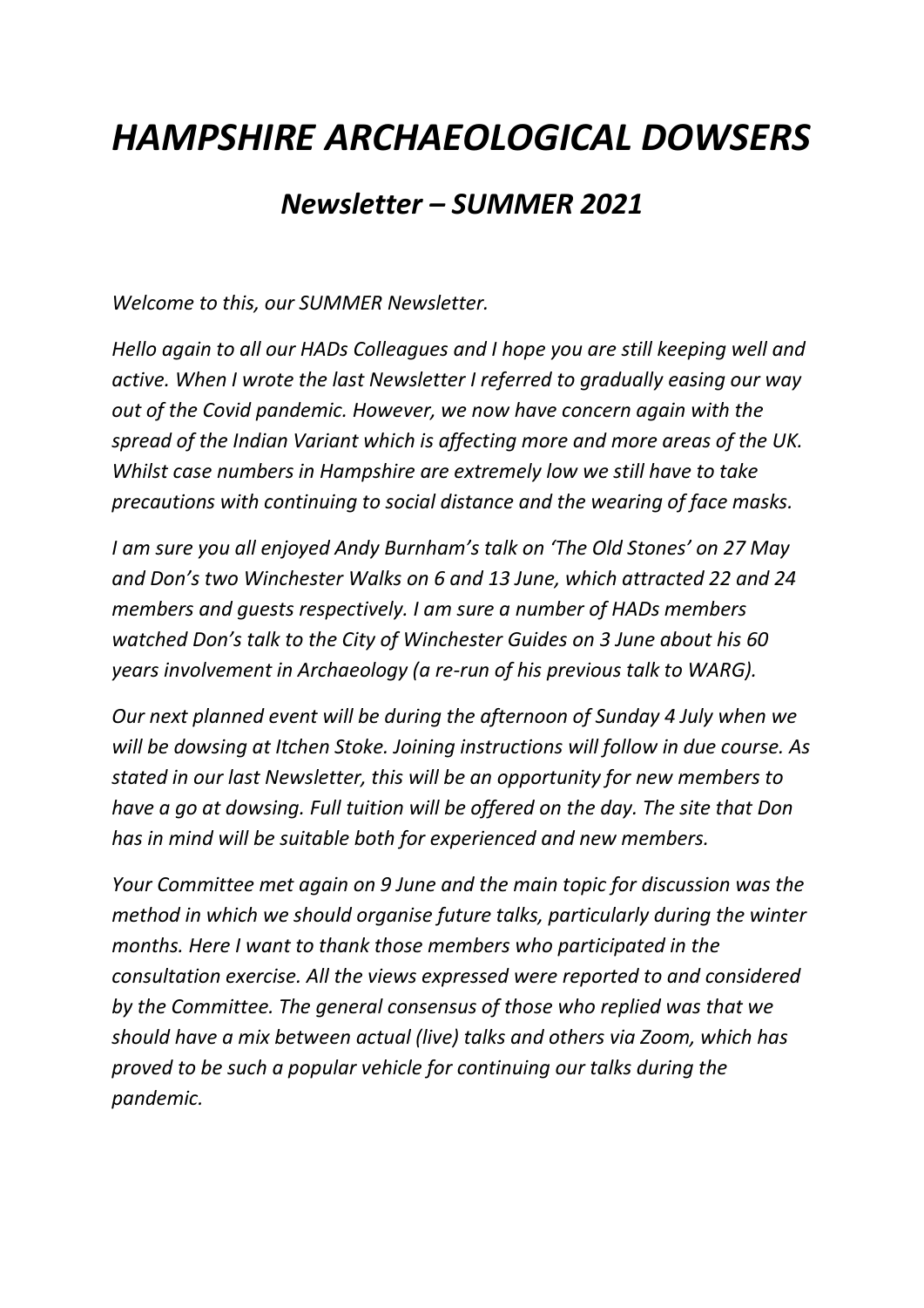# *HAMPSHIRE ARCHAEOLOGICAL DOWSERS*

## *Newsletter – SUMMER 2021*

*Welcome to this, our SUMMER Newsletter.*

*Hello again to all our HADs Colleagues and I hope you are still keeping well and active. When I wrote the last Newsletter I referred to gradually easing our way out of the Covid pandemic. However, we now have concern again with the spread of the Indian Variant which is affecting more and more areas of the UK. Whilst case numbers in Hampshire are extremely low we still have to take precautions with continuing to social distance and the wearing of face masks.*

*I am sure you all enjoyed Andy Burnham's talk on 'The Old Stones' on 27 May and Don's two Winchester Walks on 6 and 13 June, which attracted 22 and 24 members and guests respectively. I am sure a number of HADs members watched Don's talk to the City of Winchester Guides on 3 June about his 60 years involvement in Archaeology (a re-run of his previous talk to WARG).*

*Our next planned event will be during the afternoon of Sunday 4 July when we will be dowsing at Itchen Stoke. Joining instructions will follow in due course. As stated in our last Newsletter, this will be an opportunity for new members to have a go at dowsing. Full tuition will be offered on the day. The site that Don has in mind will be suitable both for experienced and new members.*

*Your Committee met again on 9 June and the main topic for discussion was the method in which we should organise future talks, particularly during the winter months. Here I want to thank those members who participated in the consultation exercise. All the views expressed were reported to and considered by the Committee. The general consensus of those who replied was that we should have a mix between actual (live) talks and others via Zoom, which has proved to be such a popular vehicle for continuing our talks during the pandemic.*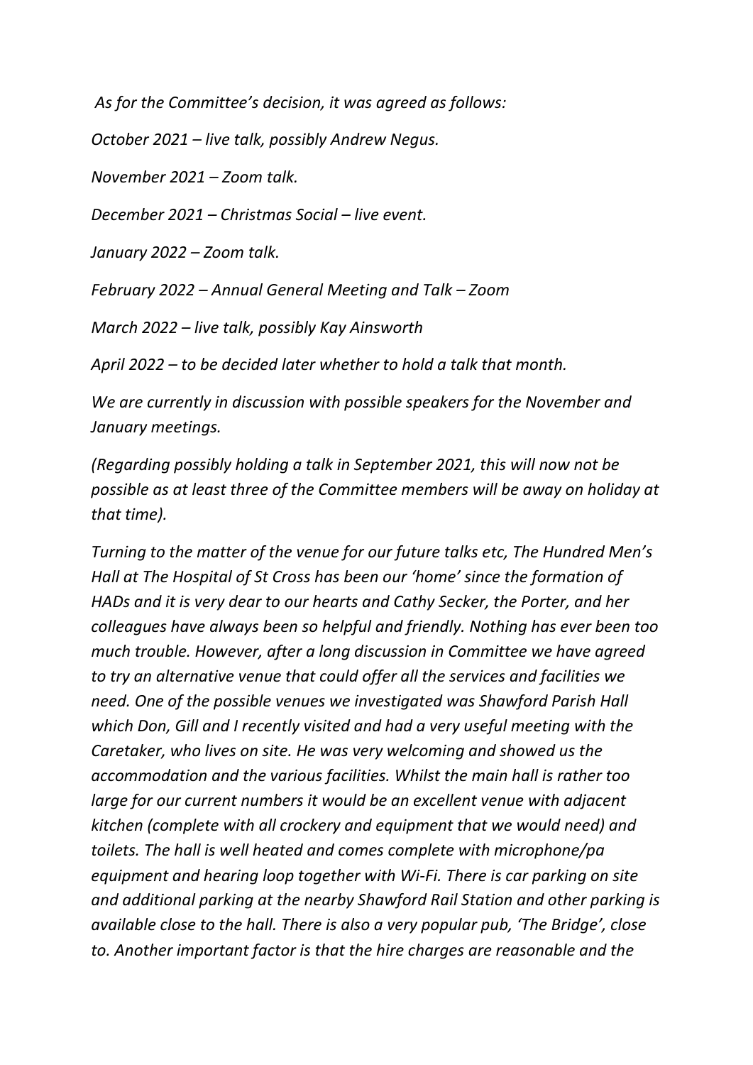*As for the Committee's decision, it was agreed as follows:*

*October 2021 – live talk, possibly Andrew Negus.*

*November 2021 – Zoom talk.*

*December 2021 – Christmas Social – live event.*

*January 2022 – Zoom talk.*

*February 2022 – Annual General Meeting and Talk – Zoom*

*March 2022 – live talk, possibly Kay Ainsworth*

*April 2022 – to be decided later whether to hold a talk that month.*

*We are currently in discussion with possible speakers for the November and January meetings.*

*(Regarding possibly holding a talk in September 2021, this will now not be possible as at least three of the Committee members will be away on holiday at that time).*

*Turning to the matter of the venue for our future talks etc, The Hundred Men's Hall at The Hospital of St Cross has been our 'home' since the formation of HADs and it is very dear to our hearts and Cathy Secker, the Porter, and her colleagues have always been so helpful and friendly. Nothing has ever been too much trouble. However, after a long discussion in Committee we have agreed to try an alternative venue that could offer all the services and facilities we need. One of the possible venues we investigated was Shawford Parish Hall which Don, Gill and I recently visited and had a very useful meeting with the Caretaker, who lives on site. He was very welcoming and showed us the accommodation and the various facilities. Whilst the main hall is rather too large for our current numbers it would be an excellent venue with adjacent kitchen (complete with all crockery and equipment that we would need) and toilets. The hall is well heated and comes complete with microphone/pa equipment and hearing loop together with Wi-Fi. There is car parking on site and additional parking at the nearby Shawford Rail Station and other parking is available close to the hall. There is also a very popular pub, 'The Bridge', close to. Another important factor is that the hire charges are reasonable and the*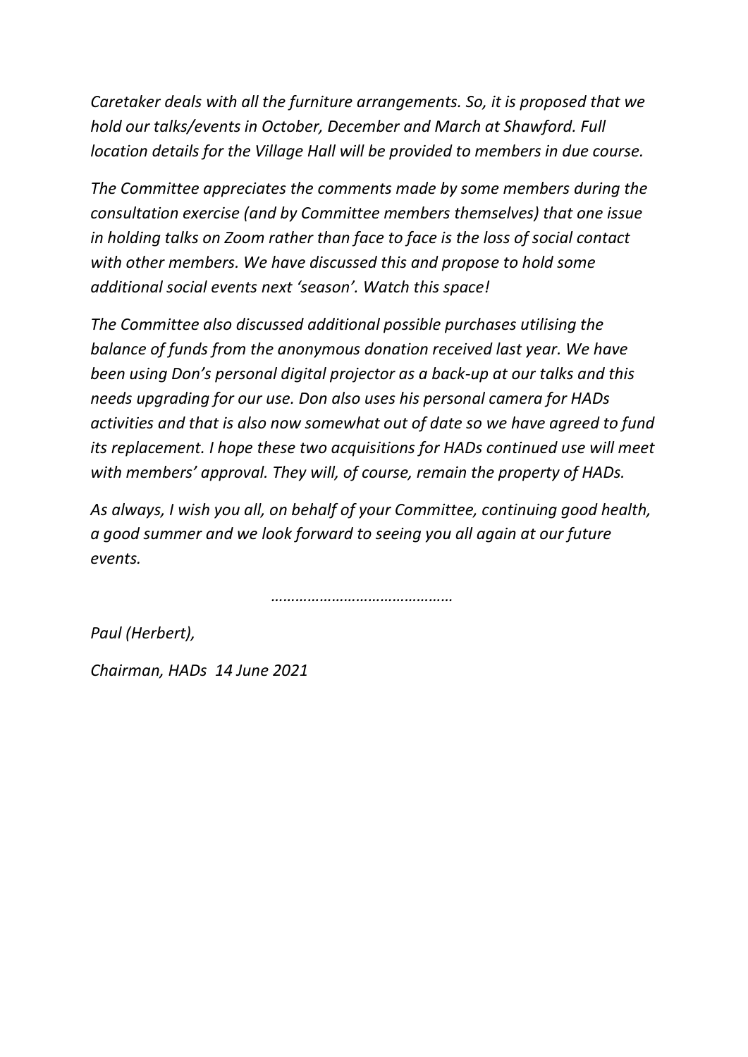*Caretaker deals with all the furniture arrangements. So, it is proposed that we hold our talks/events in October, December and March at Shawford. Full location details for the Village Hall will be provided to members in due course.*

*The Committee appreciates the comments made by some members during the consultation exercise (and by Committee members themselves) that one issue in holding talks on Zoom rather than face to face is the loss of social contact with other members. We have discussed this and propose to hold some additional social events next 'season'. Watch this space!*

*The Committee also discussed additional possible purchases utilising the balance of funds from the anonymous donation received last year. We have been using Don's personal digital projector as a back-up at our talks and this needs upgrading for our use. Don also uses his personal camera for HADs activities and that is also now somewhat out of date so we have agreed to fund its replacement. I hope these two acquisitions for HADs continued use will meet with members' approval. They will, of course, remain the property of HADs.*

*As always, I wish you all, on behalf of your Committee, continuing good health, a good summer and we look forward to seeing you all again at our future events.*

*……………………………………*

*Paul (Herbert),*

*Chairman, HADs 14 June 2021*